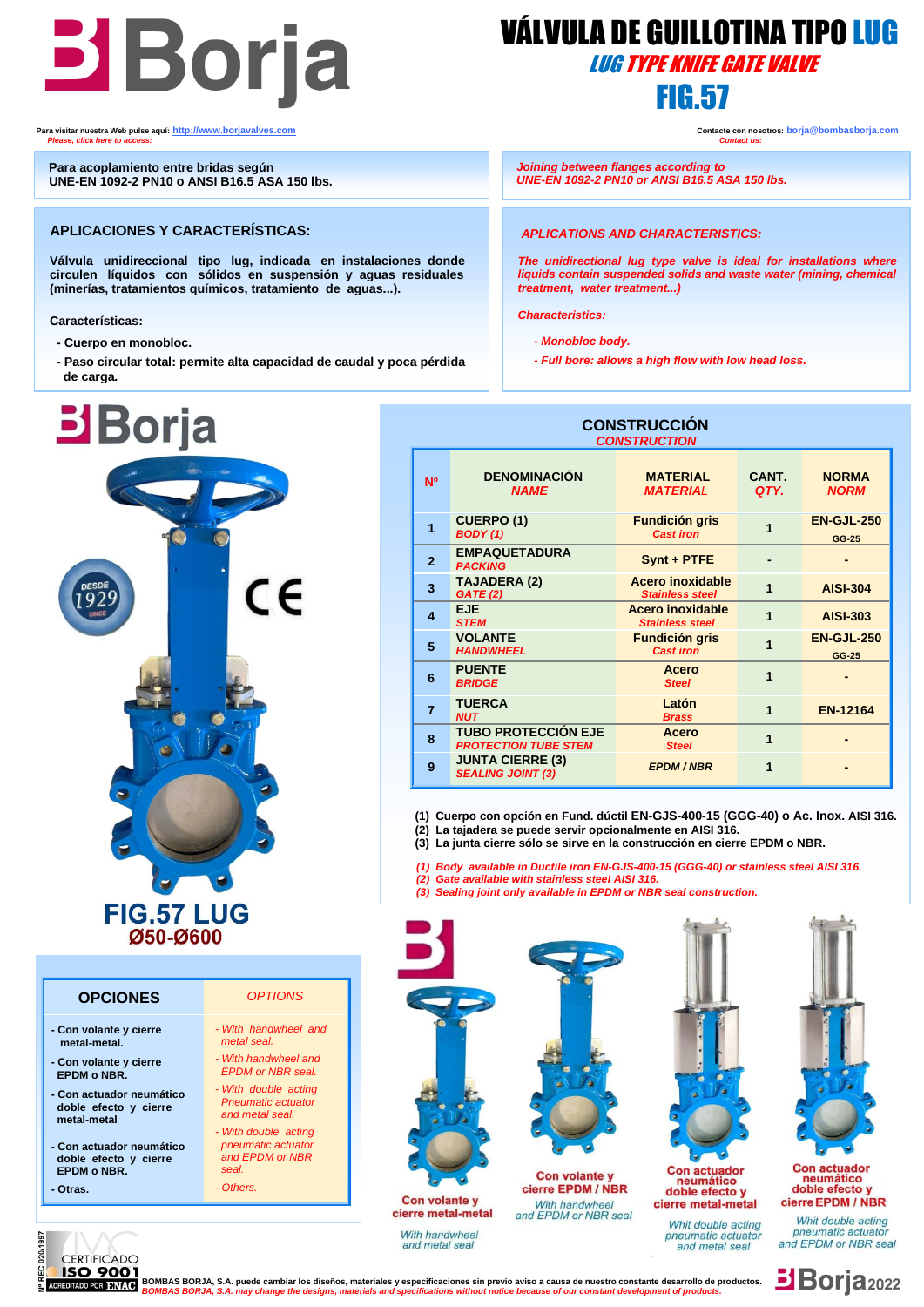# VÁLVULA DE GUILLOTINA TIPO LUG

## *LUG TYPE KNIFE GATE VALVE*

## FIG.57

Para visitar nuestra Web pulse aquí: http://www.borjavalves.com
*Please, click here to access:*

Contacte con nosotros: borja@bombasborja.com
*Contact us:*

Para acoplamiento entre bridas según
UNE-EN 1092-2 PN10 o ANSI B16.5 ASA 150 lbs.

*Joining between flanges according to*
*UNE-EN 1092-2 PN10 or ANSI B16.5 ASA 150 lbs.*

### APLICACIONES Y CARACTERÍSTICAS:

Válvula unidireccional tipo lug, indicada en instalaciones donde circulen líquidos con sólidos en suspensión y aguas residuales (minerías, tratamientos químicos, tratamiento de aguas...).

Características:

- Cuerpo en monobloc.
- Paso circular total: permite alta capacidad de caudal y poca pérdida de carga.

### *APLICATIONS AND CHARACTERISTICS:*

*The unidirectional lug type valve is ideal for installations where liquids contain suspended solids and waste water (mining, chemical treatment, water treatment...)*

*Characteristics:*

- *Monobloc body.*
- *Full bore: allows a high flow with low head loss.*

**FIG.57 LUG**
**Ø50-Ø600**

### CONSTRUCCIÓN
*CONSTRUCTION*

| Nº | DENOMINACIÓN *NAME* | MATERIAL *MATERIAL* | CANT. *QTY.* | NORMA *NORM* |
|---|---|---|---|---|
| 1 | CUERPO (1) *BODY (1)* | Fundición gris *Cast iron* | 1 | EN-GJL-250 GG-25 |
| 2 | EMPAQUETADURA *PACKING* | Synt + PTFE | - | - |
| 3 | TAJADERA (2) *GATE (2)* | Acero inoxidable *Stainless steel* | 1 | AISI-304 |
| 4 | EJE *STEM* | Acero inoxidable *Stainless steel* | 1 | AISI-303 |
| 5 | VOLANTE *HANDWHEEL* | Fundición gris *Cast iron* | 1 | EN-GJL-250 GG-25 |
| 6 | PUENTE *BRIDGE* | Acero *Steel* | 1 | - |
| 7 | TUERCA *NUT* | Latón *Brass* | 1 | EN-12164 |
| 8 | TUBO PROTECCIÓN EJE *PROTECTION TUBE STEM* | Acero *Steel* | 1 | - |
| 9 | JUNTA CIERRE (3) *SEALING JOINT (3)* | EPDM / NBR | 1 | - |

(1) Cuerpo con opción en Fund. dúctil EN-GJS-400-15 (GGG-40) o Ac. Inox. AISI 316.
(2) La tajadera se puede servir opcionalmente en AISI 316.
(3) La junta cierre sólo se sirve en la construcción en cierre EPDM o NBR.

*(1) Body available in Ductile iron EN-GJS-400-15 (GGG-40) or stainless steel AISI 316.*
*(2) Gate available with stainless steel AISI 316.*
*(3) Sealing joint only available in EPDM or NBR seal construction.*

| OPCIONES | *OPTIONS* |
|---|---|
| - Con volante y cierre metal-metal. | *- With handwheel and metal seal.* |
| - Con volante y cierre EPDM o NBR. | *- With handwheel and EPDM or NBR seal.* |
| - Con actuador neumático doble efecto y cierre metal-metal | *- With double acting Pneumatic actuator and metal seal.* |
| - Con actuador neumático doble efecto y cierre EPDM o NBR. | *- With double acting pneumatic actuator and EPDM or NBR seal.* |
| - Otras. | *- Others.* |

Con volante y cierre metal-metal
*With handwheel and metal seal*

Con volante y cierre EPDM / NBR
*With handwheel and EPDM or NBR seal*

Con actuador neumático doble efecto y cierre metal-metal
*Whit double acting pneumatic actuator and metal seal*

Con actuador neumático doble efecto y cierre EPDM / NBR
*Whit double acting pneumatic actuator and EPDM or NBR seal*

BOMBAS BORJA, S.A. puede cambiar los diseños, materiales y especificaciones sin previo aviso a causa de nuestro constante desarrollo de productos.
*BOMBAS BORJA, S.A. may change the designs, materials and specifications without notice because of our constant development of products.*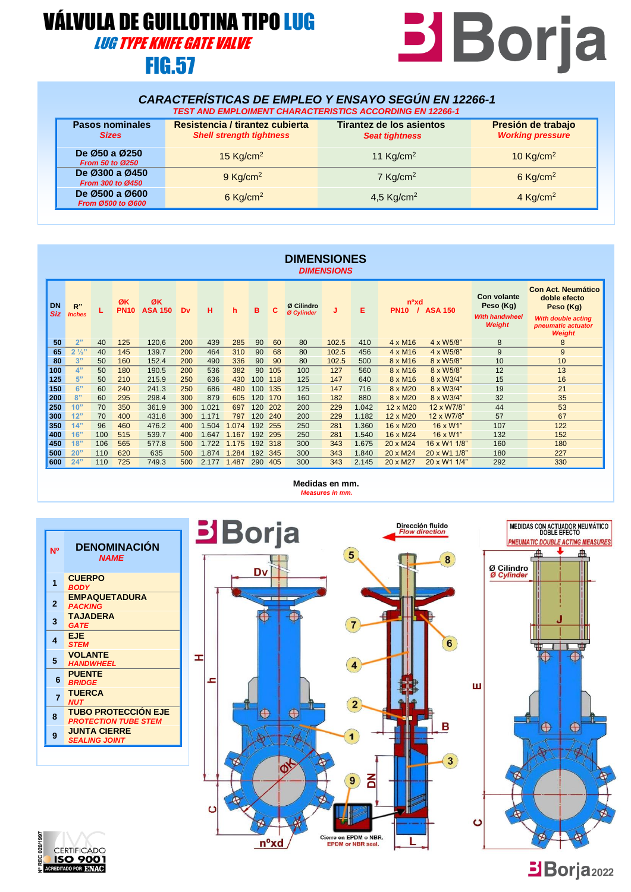# VÁLVULA DE GUILLOTINA TIPO LUG
## *LUG TYPE KNIFE GATE VALVE*
## FIG.57

Borja

### CARACTERÍSTICAS DE EMPLEO Y ENSAYO SEGÚN EN 12266-1
*TEST AND EMPLOIMENT CHARACTERISTICS ACCORDING EN 12266-1*

| Pasos nominales *Sizes* | Resistencia / tirantez cubierta *Shell strength tightness* | Tirantez de los asientos *Seat tightness* | Presión de trabajo *Working pressure* |
|---|---|---|---|
| De Ø50 a Ø250 *From 50 to Ø250* | 15 Kg/cm$^2$ | 11 Kg/cm$^2$ | 10 Kg/cm$^2$ |
| De Ø300 a Ø450 *From 300 to Ø450* | 9 Kg/cm$^2$ | 7 Kg/cm$^2$ | 6 Kg/cm$^2$ |
| De Ø500 a Ø600 *From Ø500 to Ø600* | 6 Kg/cm$^2$ | 4,5 Kg/cm$^2$ | 4 Kg/cm$^2$ |

### DIMENSIONES
*DIMENSIONS*

| DN *Siz* | R" *Inches* | L | ØK PN10 | ØK ASA 150 | Dv | H | h | B | C | Ø Cilindro *Ø Cylinder* | J | E | nºxd PN10 | nºxd ASA 150 | Con volante Peso (Kg) *With handwheel Weight* | Con Act. Neumático doble efecto Peso (Kg) *With double acting pneumatic actuator Weight* |
|---|---|---|---|---|---|---|---|---|---|---|---|---|---|---|---|---|
| 50 | 2" | 40 | 125 | 120,6 | 200 | 439 | 285 | 90 | 60 | 80 | 102.5 | 410 | 4 x M16 | 4 x W5/8" | 8 | 8 |
| 65 | 2 ½" | 40 | 145 | 139.7 | 200 | 464 | 310 | 90 | 68 | 80 | 102.5 | 456 | 4 x M16 | 4 x W5/8" | 9 | 9 |
| 80 | 3" | 50 | 160 | 152.4 | 200 | 490 | 336 | 90 | 90 | 80 | 102.5 | 500 | 8 x M16 | 8 x W5/8" | 10 | 10 |
| 100 | 4" | 50 | 180 | 190.5 | 200 | 536 | 382 | 90 | 105 | 100 | 127 | 560 | 8 x M16 | 8 x W5/8" | 12 | 13 |
| 125 | 5" | 50 | 210 | 215.9 | 250 | 636 | 430 | 100 | 118 | 125 | 147 | 640 | 8 x M16 | 8 x W3/4" | 15 | 16 |
| 150 | 6" | 60 | 240 | 241.3 | 250 | 686 | 480 | 100 | 135 | 125 | 147 | 716 | 8 x M20 | 8 x W3/4" | 19 | 21 |
| 200 | 8" | 60 | 295 | 298.4 | 300 | 879 | 605 | 120 | 170 | 160 | 182 | 880 | 8 x M20 | 8 x W3/4" | 32 | 35 |
| 250 | 10" | 70 | 350 | 361.9 | 300 | 1.021 | 697 | 120 | 202 | 200 | 229 | 1.042 | 12 x M20 | 12 x W7/8" | 44 | 53 |
| 300 | 12" | 70 | 400 | 431.8 | 300 | 1.171 | 797 | 120 | 240 | 200 | 229 | 1.182 | 12 x M20 | 12 x W7/8" | 57 | 67 |
| 350 | 14" | 96 | 460 | 476.2 | 400 | 1.504 | 1.074 | 192 | 255 | 250 | 281 | 1.360 | 16 x M20 | 16 x W1" | 107 | 122 |
| 400 | 16" | 100 | 515 | 539.7 | 400 | 1.647 | 1.167 | 192 | 295 | 250 | 281 | 1.540 | 16 x M24 | 16 x W1" | 132 | 152 |
| 450 | 18" | 106 | 565 | 577.8 | 500 | 1.722 | 1.175 | 192 | 318 | 300 | 343 | 1.675 | 20 x M24 | 16 x W1 1/8" | 160 | 180 |
| 500 | 20" | 110 | 620 | 635 | 500 | 1.874 | 1.284 | 192 | 345 | 300 | 343 | 1.840 | 20 x M24 | 20 x W1 1/8" | 180 | 227 |
| 600 | 24" | 110 | 725 | 749.3 | 500 | 2.177 | 1.487 | 290 | 405 | 300 | 343 | 2.145 | 20 x M27 | 20 x W1 1/4" | 292 | 330 |

**Medidas en mm.**
*Measures in mm.*

| Nº | DENOMINACIÓN *NAME* |
|---|---|
| 1 | CUERPO *BODY* |
| 2 | EMPAQUETADURA *PACKING* |
| 3 | TAJADERA *GATE* |
| 4 | EJE *STEM* |
| 5 | VOLANTE *HANDWHEEL* |
| 6 | PUENTE *BRIDGE* |
| 7 | TUERCA *NUT* |
| 8 | TUBO PROTECCIÓN EJE *PROTECTION TUBE STEM* |
| 9 | JUNTA CIERRE *SEALING JOINT* |

Borja

Dirección fluido
*Flow direction*

MEDIDAS CON ACTUADOR NEUMÁTICO DOBLE EFECTO
*PNEUMATIC DOUBLE ACTING MEASURES*

Ø Cilindro
*Ø Cylinder*

Dv
H
h
ØK
C
nºxd
DN
L
B
J
E
1
2
3
4
5
6
7
8
9

Cierre en EPDM o NBR.
*EPDM or NBR seal.*

Nº REC 020/1997
CERTIFICADO ISO 9001
ACREDITADO POR ENAC

Borja 2022